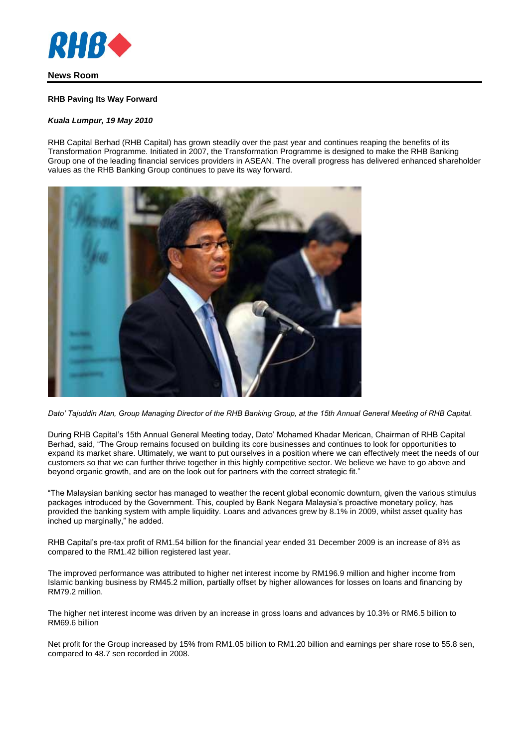**News Room**

**RHB Paving Its Way Forward**

***Kuala Lumpur, 19 May 2010***

RHB Capital Berhad (RHB Capital) has grown steadily over the past year and continues reaping the benefits of its Transformation Programme. Initiated in 2007, the Transformation Programme is designed to make the RHB Banking Group one of the leading financial services providers in ASEAN. The overall progress has delivered enhanced shareholder values as the RHB Banking Group continues to pave its way forward.

*Dato' Tajuddin Atan, Group Managing Director of the RHB Banking Group, at the 15th Annual General Meeting of RHB Capital.*

During RHB Capital's 15th Annual General Meeting today, Dato' Mohamed Khadar Merican, Chairman of RHB Capital Berhad, said, "The Group remains focused on building its core businesses and continues to look for opportunities to expand its market share. Ultimately, we want to put ourselves in a position where we can effectively meet the needs of our customers so that we can further thrive together in this highly competitive sector. We believe we have to go above and beyond organic growth, and are on the look out for partners with the correct strategic fit."

"The Malaysian banking sector has managed to weather the recent global economic downturn, given the various stimulus packages introduced by the Government. This, coupled by Bank Negara Malaysia's proactive monetary policy, has provided the banking system with ample liquidity. Loans and advances grew by 8.1% in 2009, whilst asset quality has inched up marginally," he added.

RHB Capital's pre-tax profit of RM1.54 billion for the financial year ended 31 December 2009 is an increase of 8% as compared to the RM1.42 billion registered last year.

The improved performance was attributed to higher net interest income by RM196.9 million and higher income from Islamic banking business by RM45.2 million, partially offset by higher allowances for losses on loans and financing by RM79.2 million.

The higher net interest income was driven by an increase in gross loans and advances by 10.3% or RM6.5 billion to RM69.6 billion

Net profit for the Group increased by 15% from RM1.05 billion to RM1.20 billion and earnings per share rose to 55.8 sen, compared to 48.7 sen recorded in 2008.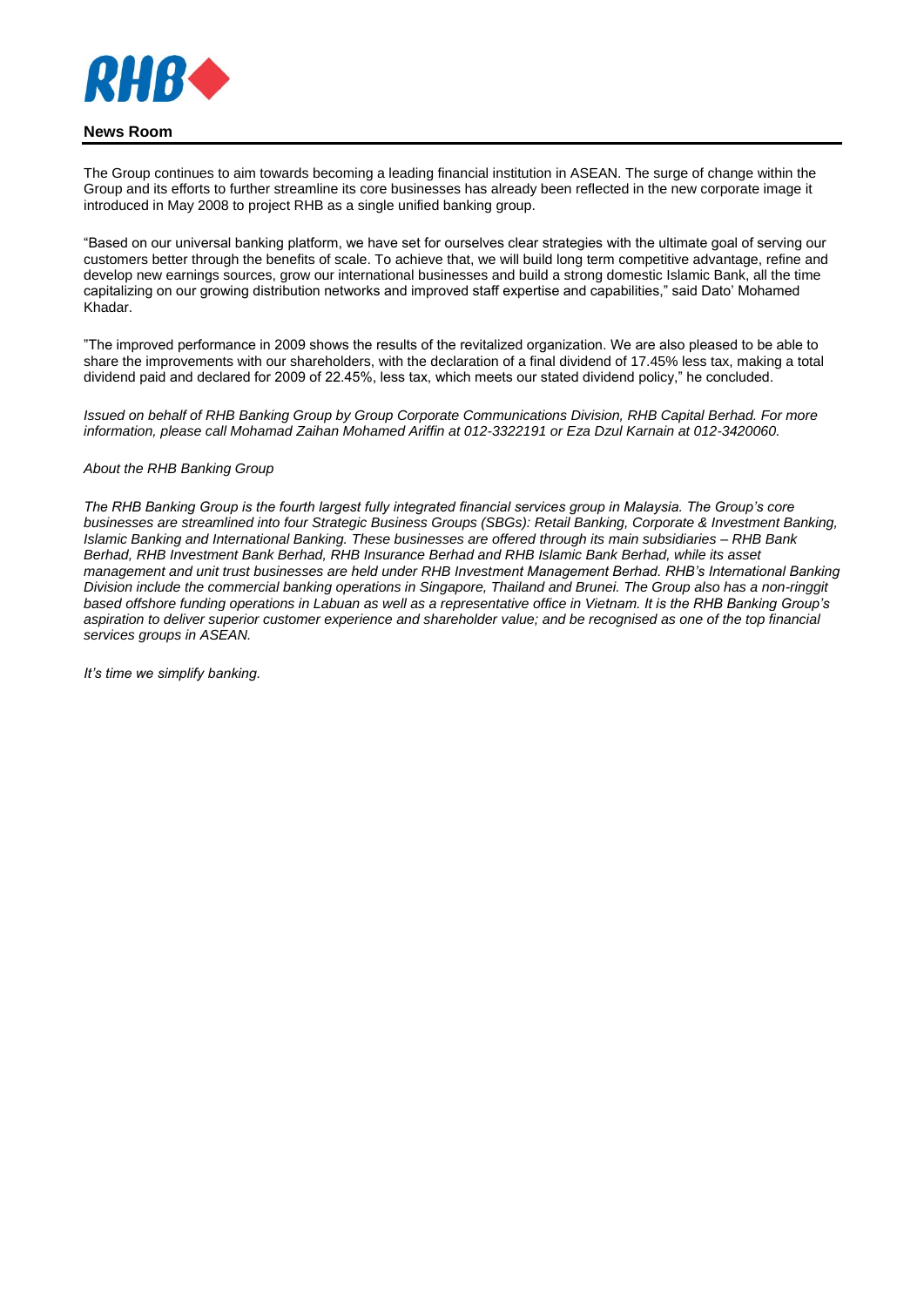**News Room**

The Group continues to aim towards becoming a leading financial institution in ASEAN. The surge of change within the Group and its efforts to further streamline its core businesses has already been reflected in the new corporate image it introduced in May 2008 to project RHB as a single unified banking group.

"Based on our universal banking platform, we have set for ourselves clear strategies with the ultimate goal of serving our customers better through the benefits of scale. To achieve that, we will build long term competitive advantage, refine and develop new earnings sources, grow our international businesses and build a strong domestic Islamic Bank, all the time capitalizing on our growing distribution networks and improved staff expertise and capabilities," said Dato' Mohamed Khadar.

"The improved performance in 2009 shows the results of the revitalized organization. We are also pleased to be able to share the improvements with our shareholders, with the declaration of a final dividend of 17.45% less tax, making a total dividend paid and declared for 2009 of 22.45%, less tax, which meets our stated dividend policy," he concluded.

*Issued on behalf of RHB Banking Group by Group Corporate Communications Division, RHB Capital Berhad. For more information, please call Mohamad Zaihan Mohamed Ariffin at 012-3322191 or Eza Dzul Karnain at 012-3420060.*

*About the RHB Banking Group*

*The RHB Banking Group is the fourth largest fully integrated financial services group in Malaysia. The Group's core businesses are streamlined into four Strategic Business Groups (SBGs): Retail Banking, Corporate & Investment Banking, Islamic Banking and International Banking. These businesses are offered through its main subsidiaries – RHB Bank Berhad, RHB Investment Bank Berhad, RHB Insurance Berhad and RHB Islamic Bank Berhad, while its asset management and unit trust businesses are held under RHB Investment Management Berhad. RHB's International Banking Division include the commercial banking operations in Singapore, Thailand and Brunei. The Group also has a non-ringgit based offshore funding operations in Labuan as well as a representative office in Vietnam. It is the RHB Banking Group's aspiration to deliver superior customer experience and shareholder value; and be recognised as one of the top financial services groups in ASEAN.*

*It's time we simplify banking.*